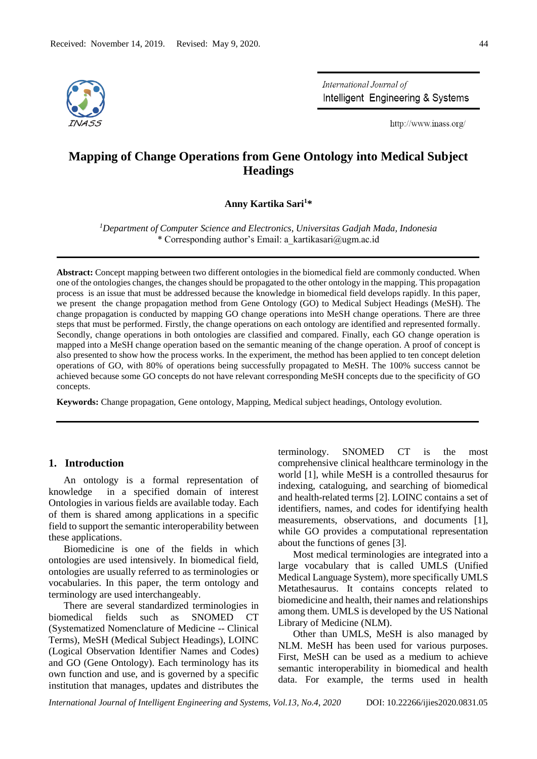Received: November 14, 2019. Revised: May 9, 2020.

# Mapping of Change Operations from Gene Ontology into Medical Subject Headings

**Anny Kartika Sari[1]***

[1]*Department of Computer Science and Electronics, Universitas Gadjah Mada, Indonesia*
\* Corresponding author's Email: a_kartikasari@ugm.ac.id

**Abstract:** Concept mapping between two different ontologies in the biomedical field are commonly conducted. When one of the ontologies changes, the changes should be propagated to the other ontology in the mapping. This propagation process is an issue that must be addressed because the knowledge in biomedical field develops rapidly. In this paper, we present the change propagation method from Gene Ontology (GO) to Medical Subject Headings (MeSH). The change propagation is conducted by mapping GO change operations into MeSH change operations. There are three steps that must be performed. Firstly, the change operations on each ontology are identified and represented formally. Secondly, change operations in both ontologies are classified and compared. Finally, each GO change operation is mapped into a MeSH change operation based on the semantic meaning of the change operation. A proof of concept is also presented to show how the process works. In the experiment, the method has been applied to ten concept deletion operations of GO, with 80% of operations being successfully propagated to MeSH. The 100% success cannot be achieved because some GO concepts do not have relevant corresponding MeSH concepts due to the specificity of GO concepts.

**Keywords:** Change propagation, Gene ontology, Mapping, Medical subject headings, Ontology evolution.

## 1. Introduction

An ontology is a formal representation of knowledge in a specified domain of interest Ontologies in various fields are available today. Each of them is shared among applications in a specific field to support the semantic interoperability between these applications.

Biomedicine is one of the fields in which ontologies are used intensively. In biomedical field, ontologies are usually referred to as terminologies or vocabularies. In this paper, the term ontology and terminology are used interchangeably.

There are several standardized terminologies in biomedical fields such as SNOMED CT (Systematized Nomenclature of Medicine -- Clinical Terms), MeSH (Medical Subject Headings), LOINC (Logical Observation Identifier Names and Codes) and GO (Gene Ontology). Each terminology has its own function and use, and is governed by a specific institution that manages, updates and distributes the terminology. SNOMED CT is the most comprehensive clinical healthcare terminology in the world [1], while MeSH is a controlled thesaurus for indexing, cataloguing, and searching of biomedical and health-related terms [2]. LOINC contains a set of identifiers, names, and codes for identifying health measurements, observations, and documents [1], while GO provides a computational representation about the functions of genes [3].

Most medical terminologies are integrated into a large vocabulary that is called UMLS (Unified Medical Language System), more specifically UMLS Metathesaurus. It contains concepts related to biomedicine and health, their names and relationships among them. UMLS is developed by the US National Library of Medicine (NLM).

Other than UMLS, MeSH is also managed by NLM. MeSH has been used for various purposes. First, MeSH can be used as a medium to achieve semantic interoperability in biomedical and health data. For example, the terms used in health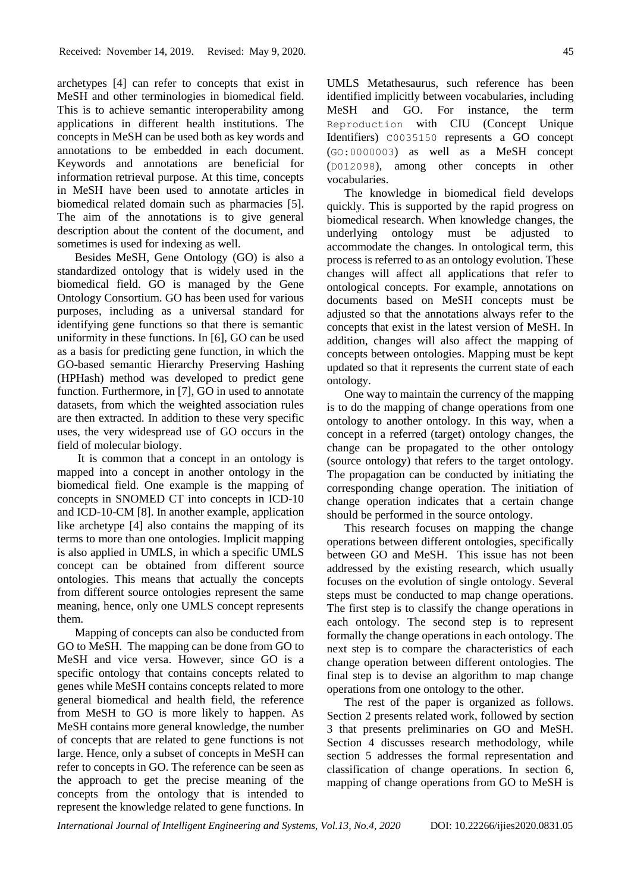archetypes [4] can refer to concepts that exist in MeSH and other terminologies in biomedical field. This is to achieve semantic interoperability among applications in different health institutions. The concepts in MeSH can be used both as key words and annotations to be embedded in each document. Keywords and annotations are beneficial for information retrieval purpose. At this time, concepts in MeSH have been used to annotate articles in biomedical related domain such as pharmacies [5]. The aim of the annotations is to give general description about the content of the document, and sometimes is used for indexing as well.

Besides MeSH, Gene Ontology (GO) is also a standardized ontology that is widely used in the biomedical field. GO is managed by the Gene Ontology Consortium. GO has been used for various purposes, including as a universal standard for identifying gene functions so that there is semantic uniformity in these functions. In [6], GO can be used as a basis for predicting gene function, in which the GO-based semantic Hierarchy Preserving Hashing (HPHash) method was developed to predict gene function. Furthermore, in [7], GO in used to annotate datasets, from which the weighted association rules are then extracted. In addition to these very specific uses, the very widespread use of GO occurs in the field of molecular biology.

It is common that a concept in an ontology is mapped into a concept in another ontology in the biomedical field. One example is the mapping of concepts in SNOMED CT into concepts in ICD-10 and ICD-10-CM [8]. In another example, application like archetype [4] also contains the mapping of its terms to more than one ontologies. Implicit mapping is also applied in UMLS, in which a specific UMLS concept can be obtained from different source ontologies. This means that actually the concepts from different source ontologies represent the same meaning, hence, only one UMLS concept represents them.

Mapping of concepts can also be conducted from GO to MeSH. The mapping can be done from GO to MeSH and vice versa. However, since GO is a specific ontology that contains concepts related to genes while MeSH contains concepts related to more general biomedical and health field, the reference from MeSH to GO is more likely to happen. As MeSH contains more general knowledge, the number of concepts that are related to gene functions is not large. Hence, only a subset of concepts in MeSH can refer to concepts in GO. The reference can be seen as the approach to get the precise meaning of the concepts from the ontology that is intended to represent the knowledge related to gene functions. In UMLS Metathesaurus, such reference has been identified implicitly between vocabularies, including MeSH and GO. For instance, the term `Reproduction` with CIU (Concept Unique Identifiers) `C0035150` represents a GO concept (`GO:0000003`) as well as a MeSH concept (`D012098`), among other concepts in other vocabularies.

The knowledge in biomedical field develops quickly. This is supported by the rapid progress on biomedical research. When knowledge changes, the underlying ontology must be adjusted to accommodate the changes. In ontological term, this process is referred to as an ontology evolution. These changes will affect all applications that refer to ontological concepts. For example, annotations on documents based on MeSH concepts must be adjusted so that the annotations always refer to the concepts that exist in the latest version of MeSH. In addition, changes will also affect the mapping of concepts between ontologies. Mapping must be kept updated so that it represents the current state of each ontology.

One way to maintain the currency of the mapping is to do the mapping of change operations from one ontology to another ontology. In this way, when a concept in a referred (target) ontology changes, the change can be propagated to the other ontology (source ontology) that refers to the target ontology. The propagation can be conducted by initiating the corresponding change operation. The initiation of change operation indicates that a certain change should be performed in the source ontology.

This research focuses on mapping the change operations between different ontologies, specifically between GO and MeSH. This issue has not been addressed by the existing research, which usually focuses on the evolution of single ontology. Several steps must be conducted to map change operations. The first step is to classify the change operations in each ontology. The second step is to represent formally the change operations in each ontology. The next step is to compare the characteristics of each change operation between different ontologies. The final step is to devise an algorithm to map change operations from one ontology to the other.

The rest of the paper is organized as follows. Section 2 presents related work, followed by section 3 that presents preliminaries on GO and MeSH. Section 4 discusses research methodology, while section 5 addresses the formal representation and classification of change operations. In section 6, mapping of change operations from GO to MeSH is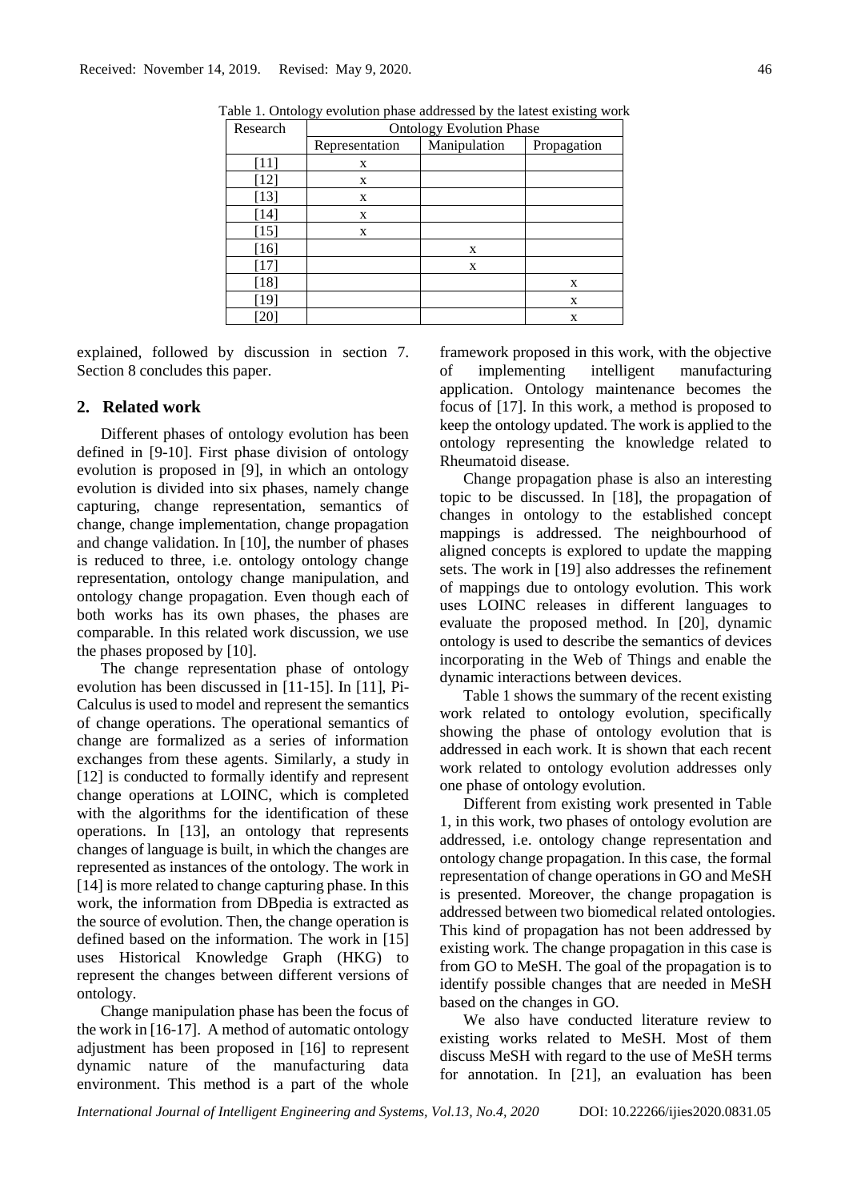Table 1. Ontology evolution phase addressed by the latest existing work

| Research | Ontology Evolution Phase | | |
|---|---|---|---|
| | Representation | Manipulation | Propagation |
| [11] | x | | |
| [12] | x | | |
| [13] | x | | |
| [14] | x | | |
| [15] | x | | |
| [16] | | x | |
| [17] | | x | |
| [18] | | | x |
| [19] | | | x |
| [20] | | | x |

explained, followed by discussion in section 7. Section 8 concludes this paper.

## 2. Related work

Different phases of ontology evolution has been defined in [9-10]. First phase division of ontology evolution is proposed in [9], in which an ontology evolution is divided into six phases, namely change capturing, change representation, semantics of change, change implementation, change propagation and change validation. In [10], the number of phases is reduced to three, i.e. ontology ontology change representation, ontology change manipulation, and ontology change propagation. Even though each of both works has its own phases, the phases are comparable. In this related work discussion, we use the phases proposed by [10].

The change representation phase of ontology evolution has been discussed in [11-15]. In [11], Pi-Calculus is used to model and represent the semantics of change operations. The operational semantics of change are formalized as a series of information exchanges from these agents. Similarly, a study in [12] is conducted to formally identify and represent change operations at LOINC, which is completed with the algorithms for the identification of these operations. In [13], an ontology that represents changes of language is built, in which the changes are represented as instances of the ontology. The work in [14] is more related to change capturing phase. In this work, the information from DBpedia is extracted as the source of evolution. Then, the change operation is defined based on the information. The work in [15] uses Historical Knowledge Graph (HKG) to represent the changes between different versions of ontology.

Change manipulation phase has been the focus of the work in [16-17]. A method of automatic ontology adjustment has been proposed in [16] to represent dynamic nature of the manufacturing data environment. This method is a part of the whole framework proposed in this work, with the objective of implementing intelligent manufacturing application. Ontology maintenance becomes the focus of [17]. In this work, a method is proposed to keep the ontology updated. The work is applied to the ontology representing the knowledge related to Rheumatoid disease.

Change propagation phase is also an interesting topic to be discussed. In [18], the propagation of changes in ontology to the established concept mappings is addressed. The neighbourhood of aligned concepts is explored to update the mapping sets. The work in [19] also addresses the refinement of mappings due to ontology evolution. This work uses LOINC releases in different languages to evaluate the proposed method. In [20], dynamic ontology is used to describe the semantics of devices incorporating in the Web of Things and enable the dynamic interactions between devices.

Table 1 shows the summary of the recent existing work related to ontology evolution, specifically showing the phase of ontology evolution that is addressed in each work. It is shown that each recent work related to ontology evolution addresses only one phase of ontology evolution.

Different from existing work presented in Table 1, in this work, two phases of ontology evolution are addressed, i.e. ontology change representation and ontology change propagation. In this case, the formal representation of change operations in GO and MeSH is presented. Moreover, the change propagation is addressed between two biomedical related ontologies. This kind of propagation has not been addressed by existing work. The change propagation in this case is from GO to MeSH. The goal of the propagation is to identify possible changes that are needed in MeSH based on the changes in GO.

We also have conducted literature review to existing works related to MeSH. Most of them discuss MeSH with regard to the use of MeSH terms for annotation. In [21], an evaluation has been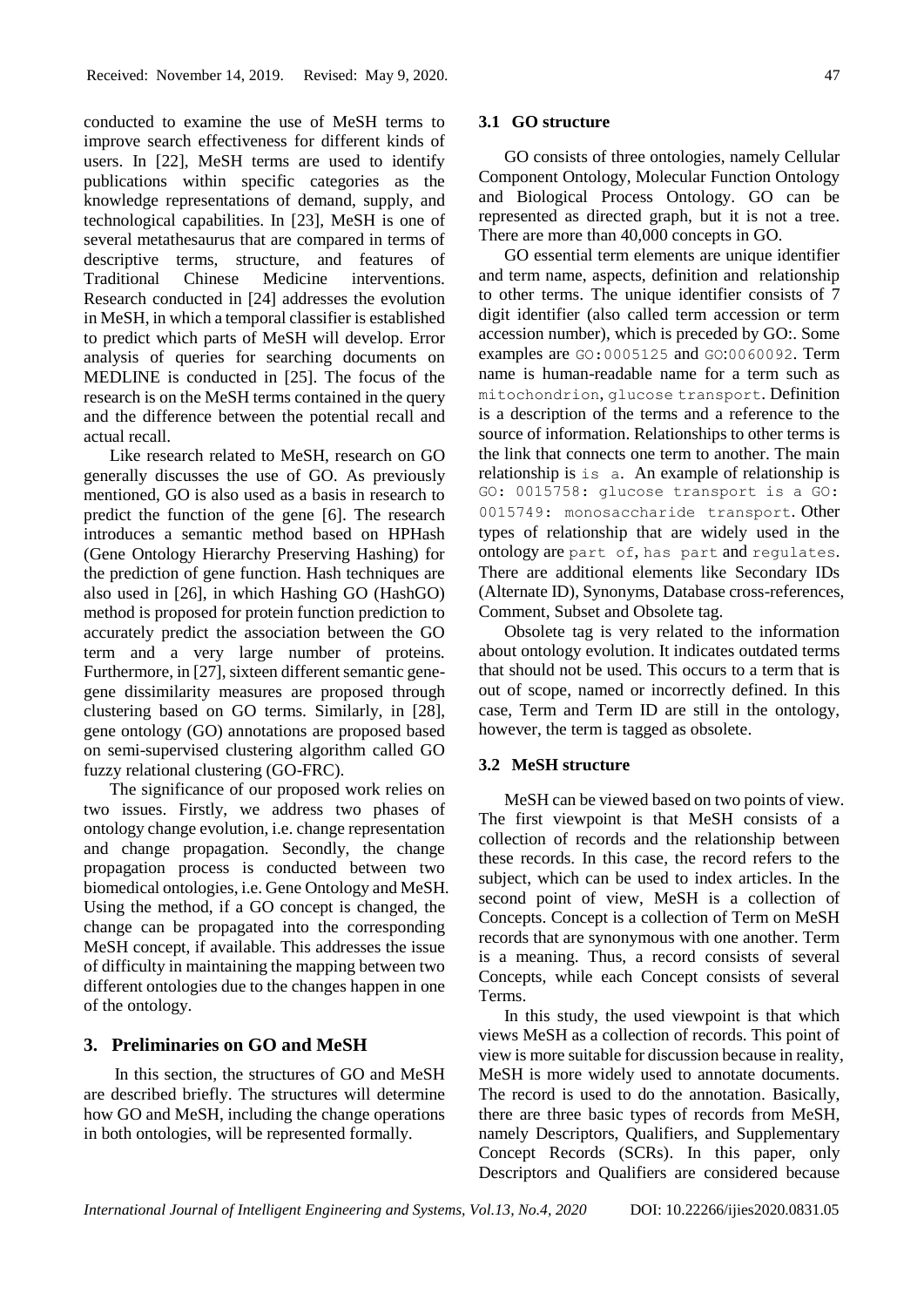conducted to examine the use of MeSH terms to improve search effectiveness for different kinds of users. In [22], MeSH terms are used to identify publications within specific categories as the knowledge representations of demand, supply, and technological capabilities. In [23], MeSH is one of several metathesaurus that are compared in terms of descriptive terms, structure, and features of Traditional Chinese Medicine interventions. Research conducted in [24] addresses the evolution in MeSH, in which a temporal classifier is established to predict which parts of MeSH will develop. Error analysis of queries for searching documents on MEDLINE is conducted in [25]. The focus of the research is on the MeSH terms contained in the query and the difference between the potential recall and actual recall.

Like research related to MeSH, research on GO generally discusses the use of GO. As previously mentioned, GO is also used as a basis in research to predict the function of the gene [6]. The research introduces a semantic method based on HPHash (Gene Ontology Hierarchy Preserving Hashing) for the prediction of gene function. Hash techniques are also used in [26], in which Hashing GO (HashGO) method is proposed for protein function prediction to accurately predict the association between the GO term and a very large number of proteins. Furthermore, in [27], sixteen different semantic gene-gene dissimilarity measures are proposed through clustering based on GO terms. Similarly, in [28], gene ontology (GO) annotations are proposed based on semi-supervised clustering algorithm called GO fuzzy relational clustering (GO-FRC).

The significance of our proposed work relies on two issues. Firstly, we address two phases of ontology change evolution, i.e. change representation and change propagation. Secondly, the change propagation process is conducted between two biomedical ontologies, i.e. Gene Ontology and MeSH. Using the method, if a GO concept is changed, the change can be propagated into the corresponding MeSH concept, if available. This addresses the issue of difficulty in maintaining the mapping between two different ontologies due to the changes happen in one of the ontology.

## 3. Preliminaries on GO and MeSH

In this section, the structures of GO and MeSH are described briefly. The structures will determine how GO and MeSH, including the change operations in both ontologies, will be represented formally.

### 3.1 GO structure

GO consists of three ontologies, namely Cellular Component Ontology, Molecular Function Ontology and Biological Process Ontology. GO can be represented as directed graph, but it is not a tree. There are more than 40,000 concepts in GO.

GO essential term elements are unique identifier and term name, aspects, definition and relationship to other terms. The unique identifier consists of 7 digit identifier (also called term accession or term accession number), which is preceded by GO:. Some examples are `GO:0005125` and `GO:0060092`. Term name is human-readable name for a term such as `mitochondrion`, `glucose transport`. Definition is a description of the terms and a reference to the source of information. Relationships to other terms is the link that connects one term to another. The main relationship is `is a`. An example of relationship is `GO: 0015758: glucose transport is a GO: 0015749: monosaccharide transport`. Other types of relationship that are widely used in the ontology are `part of`, `has part` and `regulates`. There are additional elements like Secondary IDs (Alternate ID), Synonyms, Database cross-references, Comment, Subset and Obsolete tag.

Obsolete tag is very related to the information about ontology evolution. It indicates outdated terms that should not be used. This occurs to a term that is out of scope, named or incorrectly defined. In this case, Term and Term ID are still in the ontology, however, the term is tagged as obsolete.

### 3.2 MeSH structure

MeSH can be viewed based on two points of view. The first viewpoint is that MeSH consists of a collection of records and the relationship between these records. In this case, the record refers to the subject, which can be used to index articles. In the second point of view, MeSH is a collection of Concepts. Concept is a collection of Term on MeSH records that are synonymous with one another. Term is a meaning. Thus, a record consists of several Concepts, while each Concept consists of several Terms.

In this study, the used viewpoint is that which views MeSH as a collection of records. This point of view is more suitable for discussion because in reality, MeSH is more widely used to annotate documents. The record is used to do the annotation. Basically, there are three basic types of records from MeSH, namely Descriptors, Qualifiers, and Supplementary Concept Records (SCRs). In this paper, only Descriptors and Qualifiers are considered because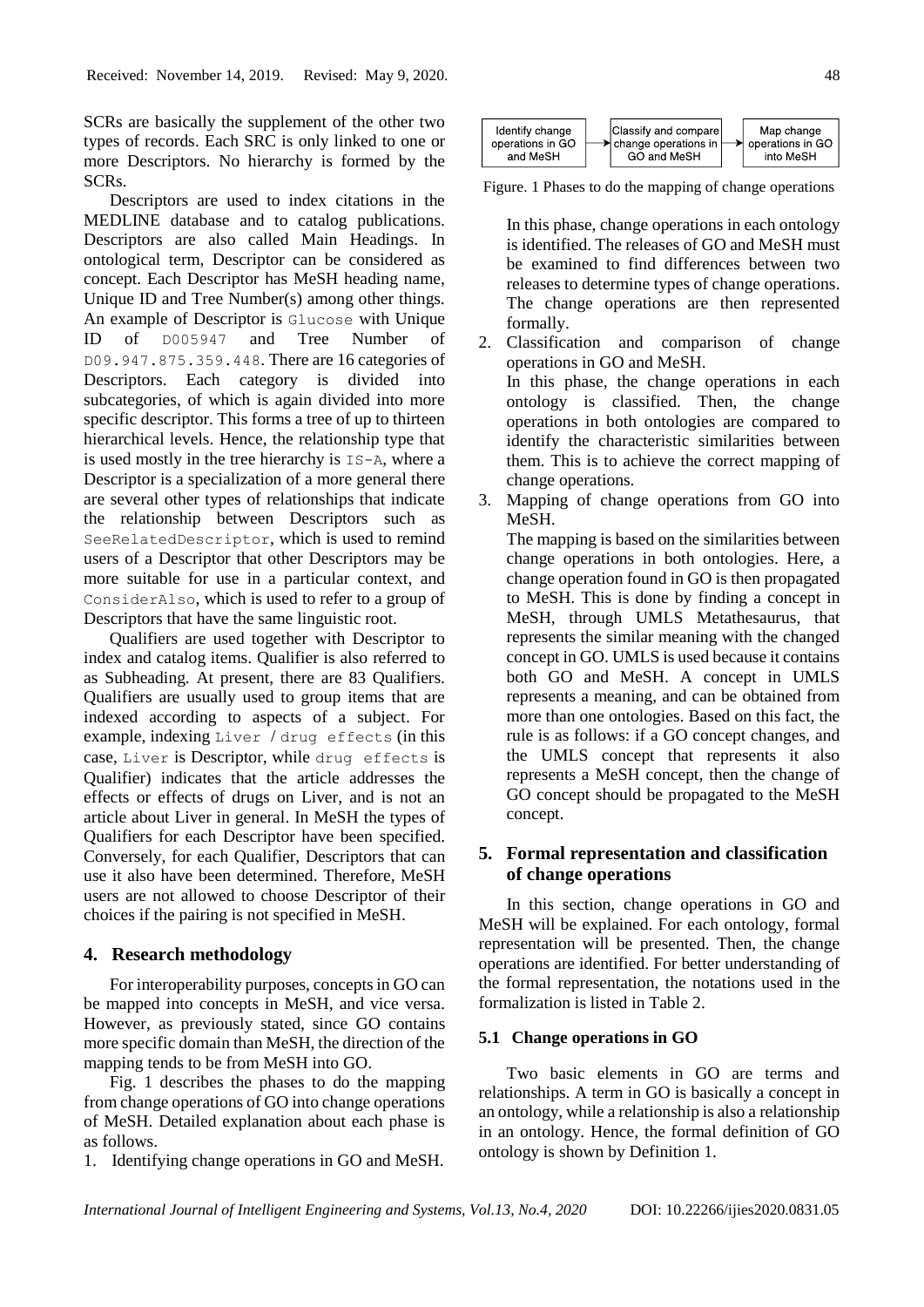SCRs are basically the supplement of the other two types of records. Each SRC is only linked to one or more Descriptors. No hierarchy is formed by the SCRs.

Descriptors are used to index citations in the MEDLINE database and to catalog publications. Descriptors are also called Main Headings. In ontological term, Descriptor can be considered as concept. Each Descriptor has MeSH heading name, Unique ID and Tree Number(s) among other things. An example of Descriptor is `Glucose` with Unique ID of `D005947` and Tree Number of `D09.947.875.359.448`. There are 16 categories of Descriptors. Each category is divided into subcategories, of which is again divided into more specific descriptor. This forms a tree of up to thirteen hierarchical levels. Hence, the relationship type that is used mostly in the tree hierarchy is `IS-A`, where a Descriptor is a specialization of a more general there are several other types of relationships that indicate the relationship between Descriptors such as `SeeRelatedDescriptor`, which is used to remind users of a Descriptor that other Descriptors may be more suitable for use in a particular context, and `ConsiderAlso`, which is used to refer to a group of Descriptors that have the same linguistic root.

Qualifiers are used together with Descriptor to index and catalog items. Qualifier is also referred to as Subheading. At present, there are 83 Qualifiers. Qualifiers are usually used to group items that are indexed according to aspects of a subject. For example, indexing `Liver / drug effects` (in this case, `Liver` is Descriptor, while `drug effects` is Qualifier) indicates that the article addresses the effects or effects of drugs on Liver, and is not an article about Liver in general. In MeSH the types of Qualifiers for each Descriptor have been specified. Conversely, for each Qualifier, Descriptors that can use it also have been determined. Therefore, MeSH users are not allowed to choose Descriptor of their choices if the pairing is not specified in MeSH.

## 4. Research methodology

For interoperability purposes, concepts in GO can be mapped into concepts in MeSH, and vice versa. However, as previously stated, since GO contains more specific domain than MeSH, the direction of the mapping tends to be from MeSH into GO.

Fig. 1 describes the phases to do the mapping from change operations of GO into change operations of MeSH. Detailed explanation about each phase is as follows.

Identify change operations in GO and MeSH → Classify and compare change operations in GO and MeSH → Map change operations in GO into MeSH

Figure. 1 Phases to do the mapping of change operations

1. Identifying change operations in GO and MeSH.

   In this phase, change operations in each ontology is identified. The releases of GO and MeSH must be examined to find differences between two releases to determine types of change operations. The change operations are then represented formally.

2. Classification and comparison of change operations in GO and MeSH.

   In this phase, the change operations in each ontology is classified. Then, the change operations in both ontologies are compared to identify the characteristic similarities between them. This is to achieve the correct mapping of change operations.

3. Mapping of change operations from GO into MeSH.

   The mapping is based on the similarities between change operations in both ontologies. Here, a change operation found in GO is then propagated to MeSH. This is done by finding a concept in MeSH, through UMLS Metathesaurus, that represents the similar meaning with the changed concept in GO. UMLS is used because it contains both GO and MeSH. A concept in UMLS represents a meaning, and can be obtained from more than one ontologies. Based on this fact, the rule is as follows: if a GO concept changes, and the UMLS concept that represents it also represents a MeSH concept, then the change of GO concept should be propagated to the MeSH concept.

## 5. Formal representation and classification of change operations

In this section, change operations in GO and MeSH will be explained. For each ontology, formal representation will be presented. Then, the change operations are identified. For better understanding of the formal representation, the notations used in the formalization is listed in Table 2.

### 5.1 Change operations in GO

Two basic elements in GO are terms and relationships. A term in GO is basically a concept in an ontology, while a relationship is also a relationship in an ontology. Hence, the formal definition of GO ontology is shown by Definition 1.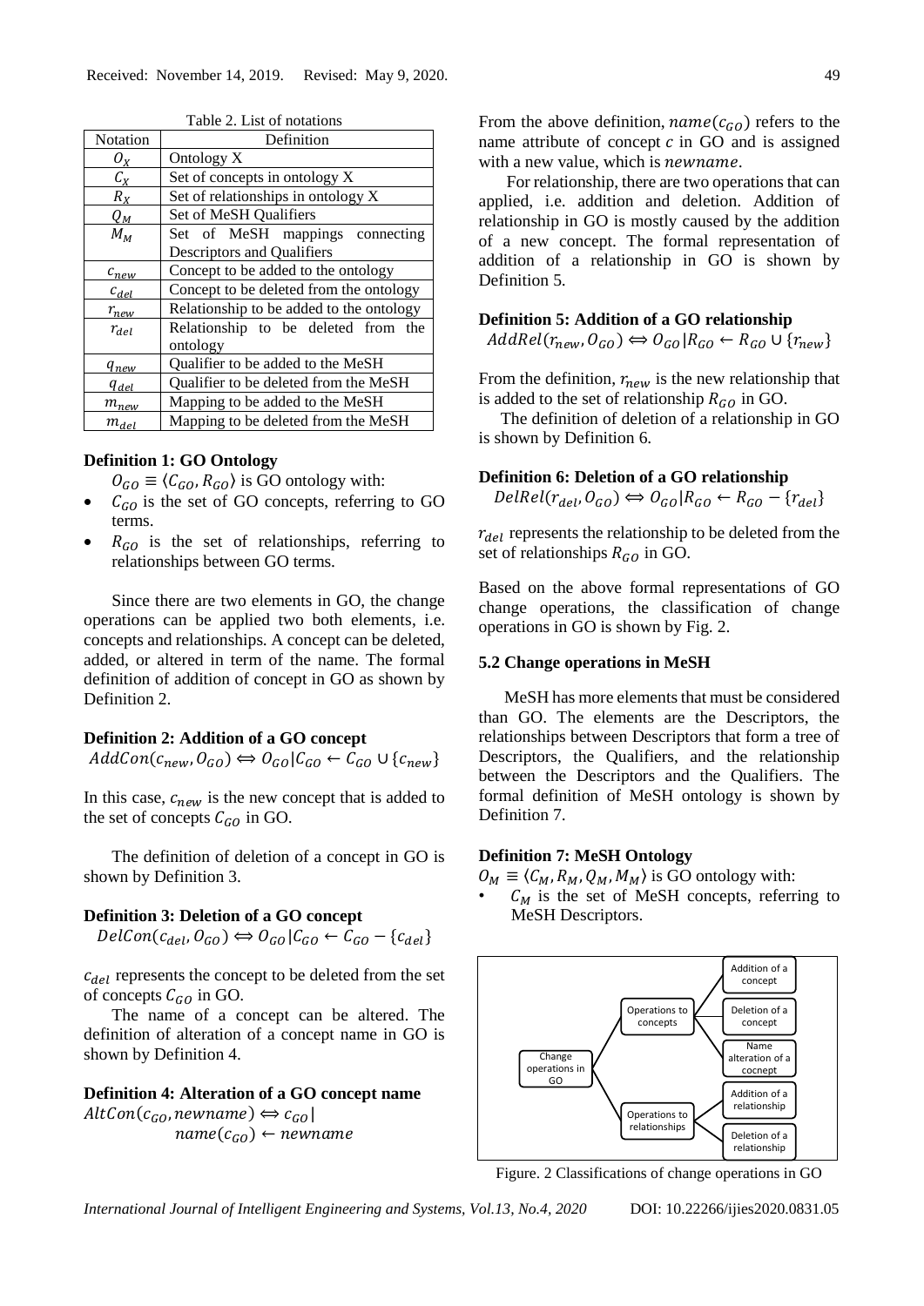Table 2. List of notations

| Notation | Definition |
|---|---|
| $O_X$ | Ontology X |
| $C_X$ | Set of concepts in ontology X |
| $R_X$ | Set of relationships in ontology X |
| $Q_M$ | Set of MeSH Qualifiers |
| $M_M$ | Set of MeSH mappings connecting Descriptors and Qualifiers |
| $c_{new}$ | Concept to be added to the ontology |
| $c_{del}$ | Concept to be deleted from the ontology |
| $r_{new}$ | Relationship to be added to the ontology |
| $r_{del}$ | Relationship to be deleted from the ontology |
| $q_{new}$ | Qualifier to be added to the MeSH |
| $q_{del}$ | Qualifier to be deleted from the MeSH |
| $m_{new}$ | Mapping to be added to the MeSH |
| $m_{del}$ | Mapping to be deleted from the MeSH |

**Definition 1: GO Ontology**

$O_{GO} \equiv \langle C_{GO}, R_{GO} \rangle$ is GO ontology with:

- $C_{GO}$ is the set of GO concepts, referring to GO terms.
- $R_{GO}$ is the set of relationships, referring to relationships between GO terms.

Since there are two elements in GO, the change operations can be applied two both elements, i.e. concepts and relationships. A concept can be deleted, added, or altered in term of the name. The formal definition of addition of concept in GO as shown by Definition 2.

**Definition 2: Addition of a GO concept**

$AddCon(c_{new}, O_{GO}) \Leftrightarrow O_{GO} | C_{GO} \leftarrow C_{GO} \cup \{c_{new}\}$

In this case, $c_{new}$ is the new concept that is added to the set of concepts $C_{GO}$ in GO.

The definition of deletion of a concept in GO is shown by Definition 3.

**Definition 3: Deletion of a GO concept**

$DelCon(c_{del}, O_{GO}) \Leftrightarrow O_{GO} | C_{GO} \leftarrow C_{GO} - \{c_{del}\}$

$c_{del}$ represents the concept to be deleted from the set of concepts $C_{GO}$ in GO.

The name of a concept can be altered. The definition of alteration of a concept name in GO is shown by Definition 4.

**Definition 4: Alteration of a GO concept name**

$AltCon(c_{GO}, newname) \Leftrightarrow c_{GO} | name(c_{GO}) \leftarrow newname$

From the above definition, $name(c_{GO})$ refers to the name attribute of concept $c$ in GO and is assigned with a new value, which is $newname$.

For relationship, there are two operations that can applied, i.e. addition and deletion. Addition of relationship in GO is mostly caused by the addition of a new concept. The formal representation of addition of a relationship in GO is shown by Definition 5.

**Definition 5: Addition of a GO relationship**

$AddRel(r_{new}, O_{GO}) \Leftrightarrow O_{GO} | R_{GO} \leftarrow R_{GO} \cup \{r_{new}\}$

From the definition, $r_{new}$ is the new relationship that is added to the set of relationship $R_{GO}$ in GO.

The definition of deletion of a relationship in GO is shown by Definition 6.

**Definition 6: Deletion of a GO relationship**

$DelRel(r_{del}, O_{GO}) \Leftrightarrow O_{GO} | R_{GO} \leftarrow R_{GO} - \{r_{del}\}$

$r_{del}$ represents the relationship to be deleted from the set of relationships $R_{GO}$ in GO.

Based on the above formal representations of GO change operations, the classification of change operations in GO is shown by Fig. 2.

Change operations in GO → Operations to concepts → Addition of a concept; Deletion of a concept; Name alteration of a cocnept
Change operations in GO → Operations to relationships → Addition of a relationship; Deletion of a relationship

Figure. 2 Classifications of change operations in GO

### 5.2 Change operations in MeSH

MeSH has more elements that must be considered than GO. The elements are the Descriptors, the relationships between Descriptors that form a tree of Descriptors, the Qualifiers, and the relationship between the Descriptors and the Qualifiers. The formal definition of MeSH ontology is shown by Definition 7.

**Definition 7: MeSH Ontology**

$O_M \equiv \langle C_M, R_M, Q_M, M_M \rangle$ is GO ontology with:

- $C_M$ is the set of MeSH concepts, referring to MeSH Descriptors.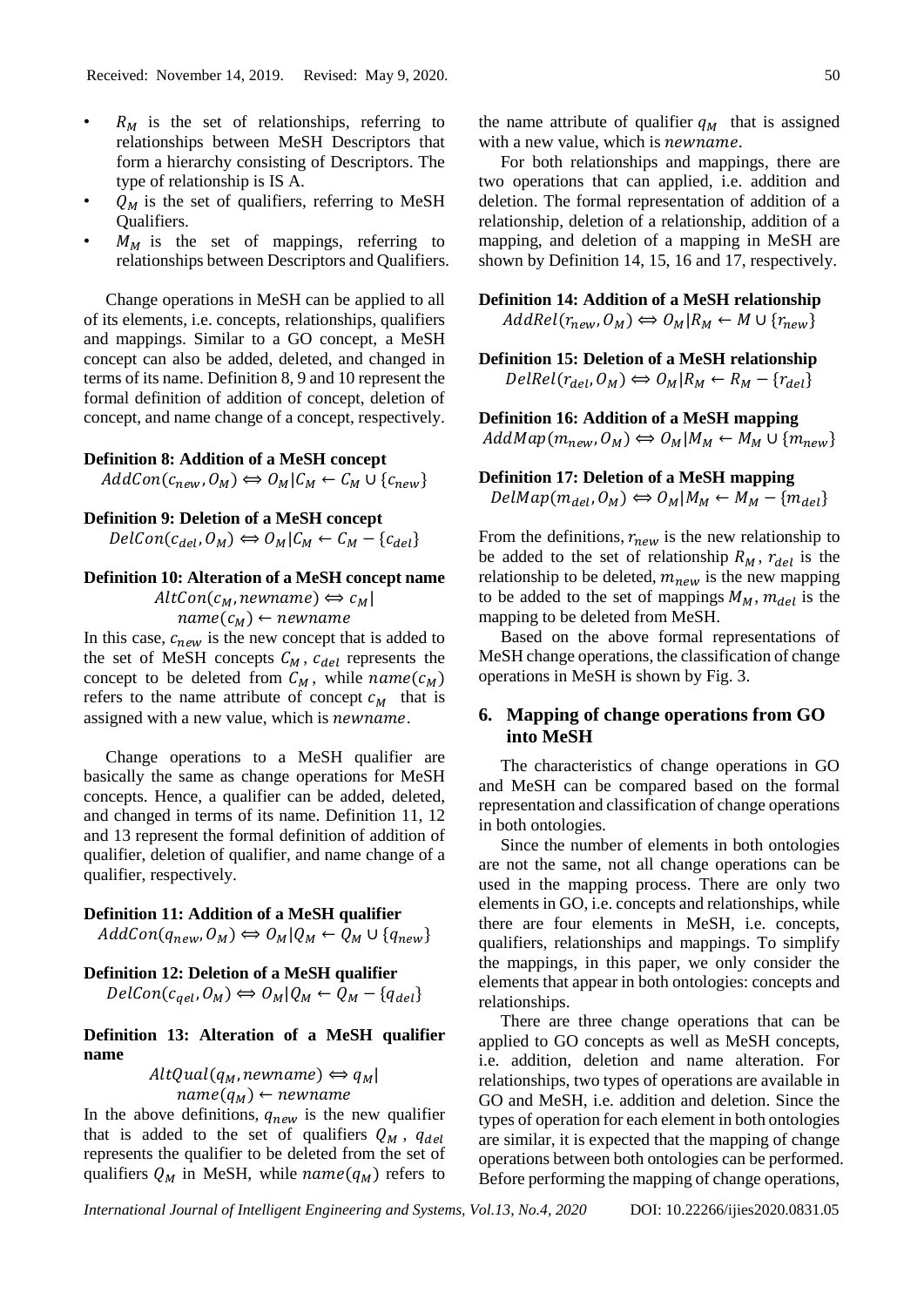- $R_M$ is the set of relationships, referring to relationships between MeSH Descriptors that form a hierarchy consisting of Descriptors. The type of relationship is IS A.
- $Q_M$ is the set of qualifiers, referring to MeSH Qualifiers.
- $M_M$ is the set of mappings, referring to relationships between Descriptors and Qualifiers.

Change operations in MeSH can be applied to all of its elements, i.e. concepts, relationships, qualifiers and mappings. Similar to a GO concept, a MeSH concept can also be added, deleted, and changed in terms of its name. Definition 8, 9 and 10 represent the formal definition of addition of concept, deletion of concept, and name change of a concept, respectively.

**Definition 8: Addition of a MeSH concept**

$$AddCon(c_{new}, O_M) \Leftrightarrow O_M | C_M \leftarrow C_M \cup \{c_{new}\}$$

**Definition 9: Deletion of a MeSH concept**

$$DelCon(c_{del}, O_M) \Leftrightarrow O_M | C_M \leftarrow C_M - \{c_{del}\}$$

**Definition 10: Alteration of a MeSH concept name**

$$AltCon(c_M, newname) \Leftrightarrow c_M | name(c_M) \leftarrow newname$$

In this case, $c_{new}$ is the new concept that is added to the set of MeSH concepts $C_M$, $c_{del}$ represents the concept to be deleted from $C_M$, while $name(c_M)$ refers to the name attribute of concept $c_M$ that is assigned with a new value, which is $newname$.

Change operations to a MeSH qualifier are basically the same as change operations for MeSH concepts. Hence, a qualifier can be added, deleted, and changed in terms of its name. Definition 11, 12 and 13 represent the formal definition of addition of qualifier, deletion of qualifier, and name change of a qualifier, respectively.

**Definition 11: Addition of a MeSH qualifier**

$$AddCon(q_{new}, O_M) \Leftrightarrow O_M | Q_M \leftarrow Q_M \cup \{q_{new}\}$$

**Definition 12: Deletion of a MeSH qualifier**

$$DelCon(c_{qel}, O_M) \Leftrightarrow O_M | Q_M \leftarrow Q_M - \{q_{del}\}$$

**Definition 13: Alteration of a MeSH qualifier name**

$$AltQual(q_M, newname) \Leftrightarrow q_M | name(q_M) \leftarrow newname$$

In the above definitions, $q_{new}$ is the new qualifier that is added to the set of qualifiers $Q_M$, $q_{del}$ represents the qualifier to be deleted from the set of qualifiers $Q_M$ in MeSH, while $name(q_M)$ refers to the name attribute of qualifier $q_M$ that is assigned with a new value, which is $newname$.

For both relationships and mappings, there are two operations that can applied, i.e. addition and deletion. The formal representation of addition of a relationship, deletion of a relationship, addition of a mapping, and deletion of a mapping in MeSH are shown by Definition 14, 15, 16 and 17, respectively.

**Definition 14: Addition of a MeSH relationship**

$$AddRel(r_{new}, O_M) \Leftrightarrow O_M | R_M \leftarrow M \cup \{r_{new}\}$$

**Definition 15: Deletion of a MeSH relationship**

$$DelRel(r_{del}, O_M) \Leftrightarrow O_M | R_M \leftarrow R_M - \{r_{del}\}$$

**Definition 16: Addition of a MeSH mapping**

$$AddMap(m_{new}, O_M) \Leftrightarrow O_M | M_M \leftarrow M_M \cup \{m_{new}\}$$

**Definition 17: Deletion of a MeSH mapping**

$$DelMap(m_{del}, O_M) \Leftrightarrow O_M | M_M \leftarrow M_M - \{m_{del}\}$$

From the definitions, $r_{new}$ is the new relationship to be added to the set of relationship $R_M$, $r_{del}$ is the relationship to be deleted, $m_{new}$ is the new mapping to be added to the set of mappings $M_M$, $m_{del}$ is the mapping to be deleted from MeSH.

Based on the above formal representations of MeSH change operations, the classification of change operations in MeSH is shown by Fig. 3.

## 6. Mapping of change operations from GO into MeSH

The characteristics of change operations in GO and MeSH can be compared based on the formal representation and classification of change operations in both ontologies.

Since the number of elements in both ontologies are not the same, not all change operations can be used in the mapping process. There are only two elements in GO, i.e. concepts and relationships, while there are four elements in MeSH, i.e. concepts, qualifiers, relationships and mappings. To simplify the mappings, in this paper, we only consider the elements that appear in both ontologies: concepts and relationships.

There are three change operations that can be applied to GO concepts as well as MeSH concepts, i.e. addition, deletion and name alteration. For relationships, two types of operations are available in GO and MeSH, i.e. addition and deletion. Since the types of operation for each element in both ontologies are similar, it is expected that the mapping of change operations between both ontologies can be performed. Before performing the mapping of change operations,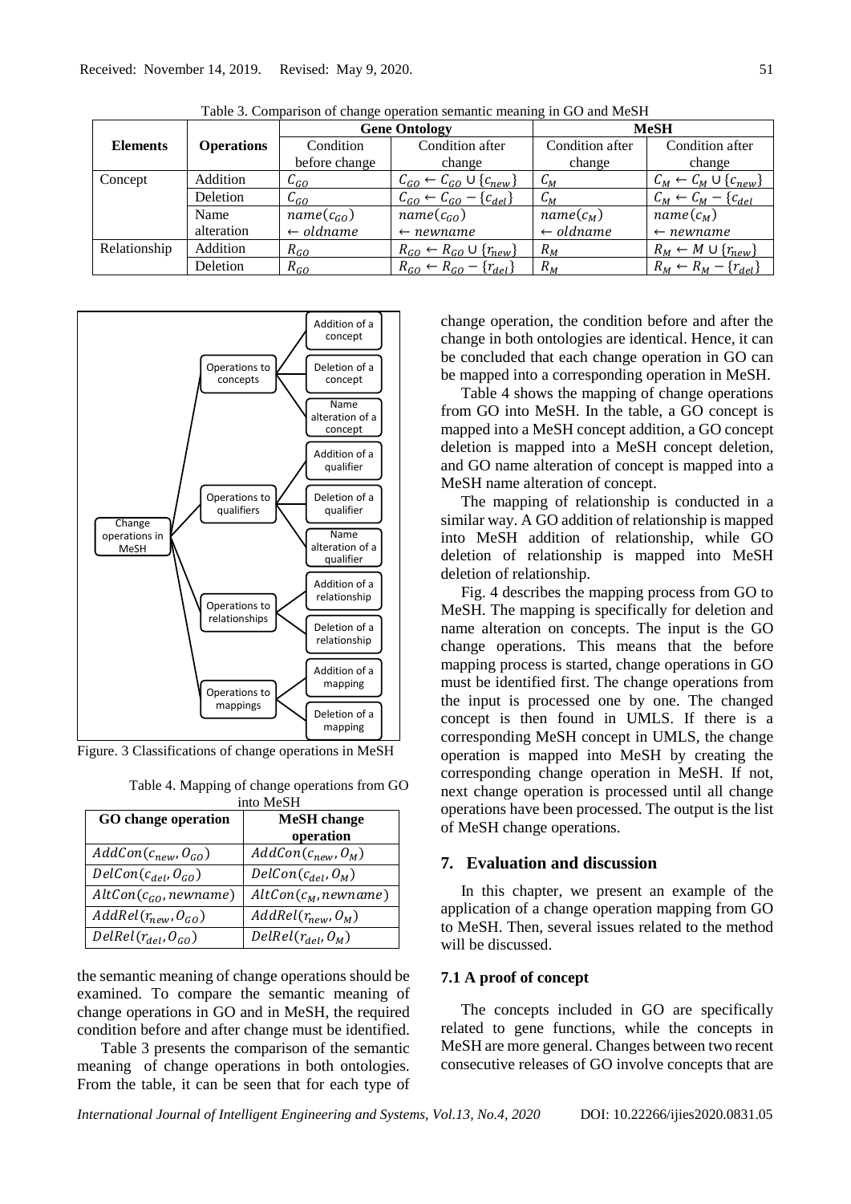Table 3. Comparison of change operation semantic meaning in GO and MeSH

| Elements | Operations | Gene Ontology | | MeSH | |
|---|---|---|---|---|---|
| | | Condition before change | Condition after change | Condition after change | Condition after change |
| Concept | Addition | $C_{GO}$ | $C_{GO} \leftarrow C_{GO} \cup \{c_{new}\}$ | $C_M$ | $C_M \leftarrow C_M \cup \{c_{new}\}$ |
| | Deletion | $C_{GO}$ | $C_{GO} \leftarrow C_{GO} - \{c_{del}\}$ | $C_M$ | $C_M \leftarrow C_M - \{c_{del}$ |
| | Name alteration | $name(c_{GO}) \leftarrow oldname$ | $name(c_{GO}) \leftarrow newname$ | $name(c_M) \leftarrow oldname$ | $name(c_M) \leftarrow newname$ |
| Relationship | Addition | $R_{GO}$ | $R_{GO} \leftarrow R_{GO} \cup \{r_{new}\}$ | $R_M$ | $R_M \leftarrow M \cup \{r_{new}\}$ |
| | Deletion | $R_{GO}$ | $R_{GO} \leftarrow R_{GO} - \{r_{del}\}$ | $R_M$ | $R_M \leftarrow R_M - \{r_{del}\}$ |

- Change operations in MeSH
  - Operations to concepts
    - Addition of a concept
    - Deletion of a concept
    - Name alteration of a concept
  - Operations to qualifiers
    - Addition of a qualifier
    - Deletion of a qualifier
    - Name alteration of a qualifier
  - Operations to relationships
    - Addition of a relationship
    - Deletion of a relationship
  - Operations to mappings
    - Addition of a mapping
    - Deletion of a mapping

Figure. 3 Classifications of change operations in MeSH

Table 4. Mapping of change operations from GO into MeSH

| GO change operation | MeSH change operation |
|---|---|
| $AddCon(c_{new}, O_{GO})$ | $AddCon(c_{new}, O_M)$ |
| $DelCon(c_{del}, O_{GO})$ | $DelCon(c_{del}, O_M)$ |
| $AltCon(c_{GO}, newname)$ | $AltCon(c_M, newname)$ |
| $AddRel(r_{new}, O_{GO})$ | $AddRel(r_{new}, O_M)$ |
| $DelRel(r_{del}, O_{GO})$ | $DelRel(r_{del}, O_M)$ |

the semantic meaning of change operations should be examined. To compare the semantic meaning of change operations in GO and in MeSH, the required condition before and after change must be identified.

Table 3 presents the comparison of the semantic meaning of change operations in both ontologies. From the table, it can be seen that for each type of change operation, the condition before and after the change in both ontologies are identical. Hence, it can be concluded that each change operation in GO can be mapped into a corresponding operation in MeSH.

Table 4 shows the mapping of change operations from GO into MeSH. In the table, a GO concept is mapped into a MeSH concept addition, a GO concept deletion is mapped into a MeSH concept deletion, and GO name alteration of concept is mapped into a MeSH name alteration of concept.

The mapping of relationship is conducted in a similar way. A GO addition of relationship is mapped into MeSH addition of relationship, while GO deletion of relationship is mapped into MeSH deletion of relationship.

Fig. 4 describes the mapping process from GO to MeSH. The mapping is specifically for deletion and name alteration on concepts. The input is the GO change operations. This means that the before mapping process is started, change operations in GO must be identified first. The change operations from the input is processed one by one. The changed concept is then found in UMLS. If there is a corresponding MeSH concept in UMLS, the change operation is mapped into MeSH by creating the corresponding change operation in MeSH. If not, next change operation is processed until all change operations have been processed. The output is the list of MeSH change operations.

## 7. Evaluation and discussion

In this chapter, we present an example of the application of a change operation mapping from GO to MeSH. Then, several issues related to the method will be discussed.

### 7.1 A proof of concept

The concepts included in GO are specifically related to gene functions, while the concepts in MeSH are more general. Changes between two recent consecutive releases of GO involve concepts that are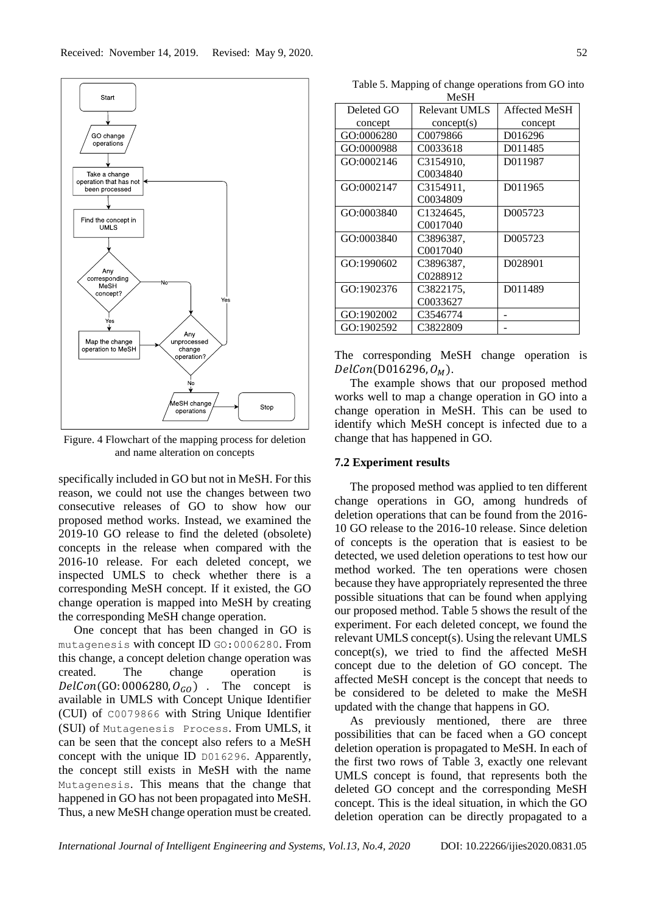Figure. 4 Flowchart of the mapping process for deletion and name alteration on concepts

specifically included in GO but not in MeSH. For this reason, we could not use the changes between two consecutive releases of GO to show how our proposed method works. Instead, we examined the 2019-10 GO release to find the deleted (obsolete) concepts in the release when compared with the 2016-10 release. For each deleted concept, we inspected UMLS to check whether there is a corresponding MeSH concept. If it existed, the GO change operation is mapped into MeSH by creating the corresponding MeSH change operation.

One concept that has been changed in GO is `mutagenesis` with concept ID `GO:0006280`. From this change, a concept deletion change operation was created. The change operation is $DelCon(\mathrm{GO:0006280}, O_{GO})$. The concept is available in UMLS with Concept Unique Identifier (CUI) of `C0079866` with String Unique Identifier (SUI) of `Mutagenesis Process`. From UMLS, it can be seen that the concept also refers to a MeSH concept with the unique ID `D016296`. Apparently, the concept still exists in MeSH with the name `Mutagenesis`. This means that the change that happened in GO has not been propagated into MeSH. Thus, a new MeSH change operation must be created.

Table 5. Mapping of change operations from GO into MeSH

| Deleted GO concept | Relevant UMLS concept(s) | Affected MeSH concept |
|---|---|---|
| GO:0006280 | C0079866 | D016296 |
| GO:0000988 | C0033618 | D011485 |
| GO:0002146 | C3154910, C0034840 | D011987 |
| GO:0002147 | C3154911, C0034809 | D011965 |
| GO:0003840 | C1324645, C0017040 | D005723 |
| GO:0003840 | C3896387, C0017040 | D005723 |
| GO:1990602 | C3896387, C0288912 | D028901 |
| GO:1902376 | C3822175, C0033627 | D011489 |
| GO:1902002 | C3546774 | - |
| GO:1902592 | C3822809 | - |

The corresponding MeSH change operation is $DelCon(\mathrm{D016296}, O_M)$.

The example shows that our proposed method works well to map a change operation in GO into a change operation in MeSH. This can be used to identify which MeSH concept is infected due to a change that has happened in GO.

### 7.2 Experiment results

The proposed method was applied to ten different change operations in GO, among hundreds of deletion operations that can be found from the 2016-10 GO release to the 2016-10 release. Since deletion of concepts is the operation that is easiest to be detected, we used deletion operations to test how our method worked. The ten operations were chosen because they have appropriately represented the three possible situations that can be found when applying our proposed method. Table 5 shows the result of the experiment. For each deleted concept, we found the relevant UMLS concept(s). Using the relevant UMLS concept(s), we tried to find the affected MeSH concept due to the deletion of GO concept. The affected MeSH concept is the concept that needs to be considered to be deleted to make the MeSH updated with the change that happens in GO.

As previously mentioned, there are three possibilities that can be faced when a GO concept deletion operation is propagated to MeSH. In each of the first two rows of Table 3, exactly one relevant UMLS concept is found, that represents both the deleted GO concept and the corresponding MeSH concept. This is the ideal situation, in which the GO deletion operation can be directly propagated to a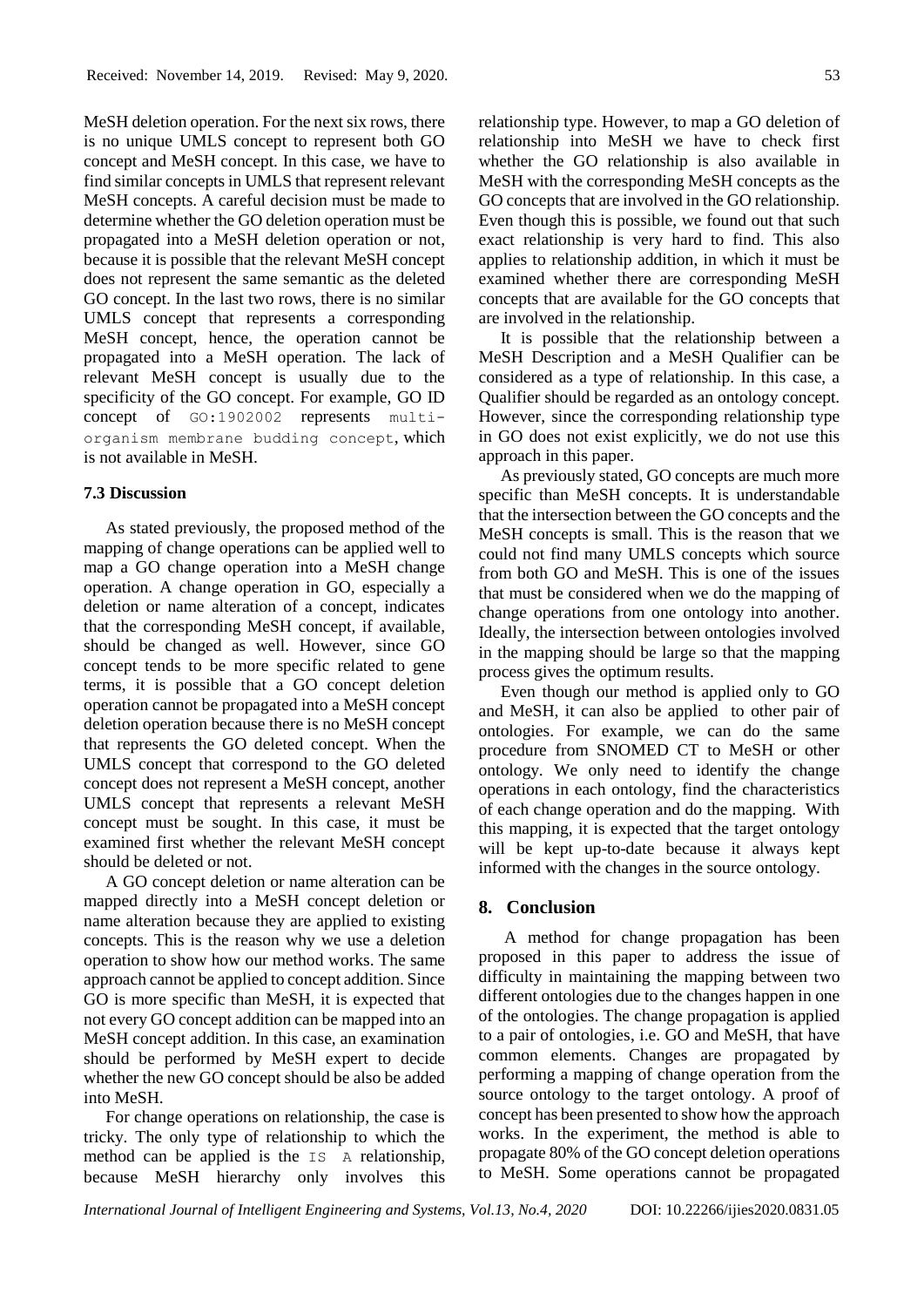MeSH deletion operation. For the next six rows, there is no unique UMLS concept to represent both GO concept and MeSH concept. In this case, we have to find similar concepts in UMLS that represent relevant MeSH concepts. A careful decision must be made to determine whether the GO deletion operation must be propagated into a MeSH deletion operation or not, because it is possible that the relevant MeSH concept does not represent the same semantic as the deleted GO concept. In the last two rows, there is no similar UMLS concept that represents a corresponding MeSH concept, hence, the operation cannot be propagated into a MeSH operation. The lack of relevant MeSH concept is usually due to the specificity of the GO concept. For example, GO ID concept of `GO:1902002` represents `multi-organism membrane budding concept`, which is not available in MeSH.

### 7.3 Discussion

As stated previously, the proposed method of the mapping of change operations can be applied well to map a GO change operation into a MeSH change operation. A change operation in GO, especially a deletion or name alteration of a concept, indicates that the corresponding MeSH concept, if available, should be changed as well. However, since GO concept tends to be more specific related to gene terms, it is possible that a GO concept deletion operation cannot be propagated into a MeSH concept deletion operation because there is no MeSH concept that represents the GO deleted concept. When the UMLS concept that correspond to the GO deleted concept does not represent a MeSH concept, another UMLS concept that represents a relevant MeSH concept must be sought. In this case, it must be examined first whether the relevant MeSH concept should be deleted or not.

A GO concept deletion or name alteration can be mapped directly into a MeSH concept deletion or name alteration because they are applied to existing concepts. This is the reason why we use a deletion operation to show how our method works. The same approach cannot be applied to concept addition. Since GO is more specific than MeSH, it is expected that not every GO concept addition can be mapped into an MeSH concept addition. In this case, an examination should be performed by MeSH expert to decide whether the new GO concept should be also be added into MeSH.

For change operations on relationship, the case is tricky. The only type of relationship to which the method can be applied is the `IS A` relationship, because MeSH hierarchy only involves this relationship type. However, to map a GO deletion of relationship into MeSH we have to check first whether the GO relationship is also available in MeSH with the corresponding MeSH concepts as the GO concepts that are involved in the GO relationship. Even though this is possible, we found out that such exact relationship is very hard to find. This also applies to relationship addition, in which it must be examined whether there are corresponding MeSH concepts that are available for the GO concepts that are involved in the relationship.

It is possible that the relationship between a MeSH Description and a MeSH Qualifier can be considered as a type of relationship. In this case, a Qualifier should be regarded as an ontology concept. However, since the corresponding relationship type in GO does not exist explicitly, we do not use this approach in this paper.

As previously stated, GO concepts are much more specific than MeSH concepts. It is understandable that the intersection between the GO concepts and the MeSH concepts is small. This is the reason that we could not find many UMLS concepts which source from both GO and MeSH. This is one of the issues that must be considered when we do the mapping of change operations from one ontology into another. Ideally, the intersection between ontologies involved in the mapping should be large so that the mapping process gives the optimum results.

Even though our method is applied only to GO and MeSH, it can also be applied to other pair of ontologies. For example, we can do the same procedure from SNOMED CT to MeSH or other ontology. We only need to identify the change operations in each ontology, find the characteristics of each change operation and do the mapping. With this mapping, it is expected that the target ontology will be kept up-to-date because it always kept informed with the changes in the source ontology.

## 8. Conclusion

A method for change propagation has been proposed in this paper to address the issue of difficulty in maintaining the mapping between two different ontologies due to the changes happen in one of the ontologies. The change propagation is applied to a pair of ontologies, i.e. GO and MeSH, that have common elements. Changes are propagated by performing a mapping of change operation from the source ontology to the target ontology. A proof of concept has been presented to show how the approach works. In the experiment, the method is able to propagate 80% of the GO concept deletion operations to MeSH. Some operations cannot be propagated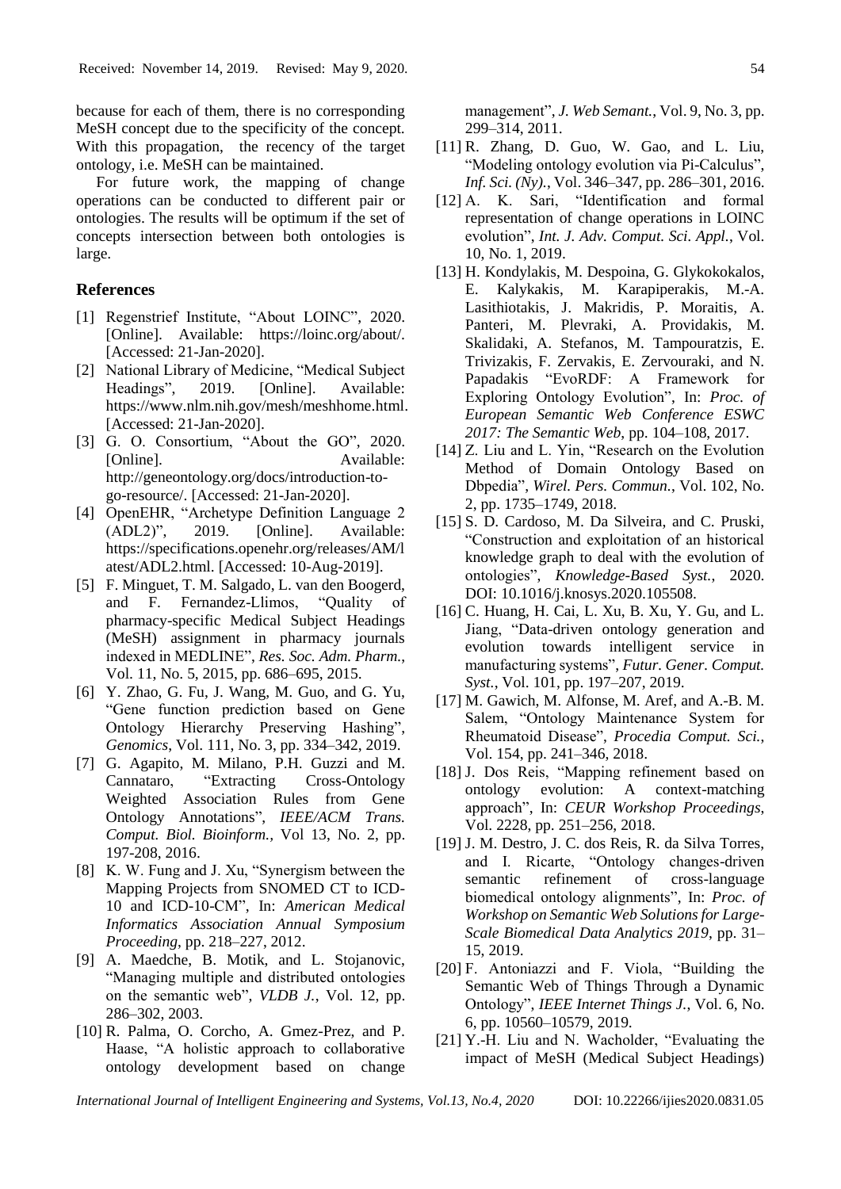because for each of them, there is no corresponding MeSH concept due to the specificity of the concept. With this propagation, the recency of the target ontology, i.e. MeSH can be maintained.

For future work, the mapping of change operations can be conducted to different pair or ontologies. The results will be optimum if the set of concepts intersection between both ontologies is large.

## References

[1] Regenstrief Institute, "About LOINC", 2020. [Online]. Available: https://loinc.org/about/. [Accessed: 21-Jan-2020].

[2] National Library of Medicine, "Medical Subject Headings", 2019. [Online]. Available: https://www.nlm.nih.gov/mesh/meshhome.html. [Accessed: 21-Jan-2020].

[3] G. O. Consortium, "About the GO", 2020. [Online]. Available: http://geneontology.org/docs/introduction-to-go-resource/. [Accessed: 21-Jan-2020].

[4] OpenEHR, "Archetype Definition Language 2 (ADL2)", 2019. [Online]. Available: https://specifications.openehr.org/releases/AM/latest/ADL2.html. [Accessed: 10-Aug-2019].

[5] F. Minguet, T. M. Salgado, L. van den Boogerd, and F. Fernandez-Llimos, "Quality of pharmacy-specific Medical Subject Headings (MeSH) assignment in pharmacy journals indexed in MEDLINE", *Res. Soc. Adm. Pharm.*, Vol. 11, No. 5, 2015, pp. 686–695, 2015.

[6] Y. Zhao, G. Fu, J. Wang, M. Guo, and G. Yu, "Gene function prediction based on Gene Ontology Hierarchy Preserving Hashing", *Genomics*, Vol. 111, No. 3, pp. 334–342, 2019.

[7] G. Agapito, M. Milano, P.H. Guzzi and M. Cannataro, "Extracting Cross-Ontology Weighted Association Rules from Gene Ontology Annotations", *IEEE/ACM Trans. Comput. Biol. Bioinform.*, Vol 13, No. 2, pp. 197-208, 2016.

[8] K. W. Fung and J. Xu, "Synergism between the Mapping Projects from SNOMED CT to ICD-10 and ICD-10-CM", In: *American Medical Informatics Association Annual Symposium Proceeding*, pp. 218–227, 2012.

[9] A. Maedche, B. Motik, and L. Stojanovic, "Managing multiple and distributed ontologies on the semantic web", *VLDB J.*, Vol. 12, pp. 286–302, 2003.

[10] R. Palma, O. Corcho, A. Gmez-Prez, and P. Haase, "A holistic approach to collaborative ontology development based on change management", *J. Web Semant.*, Vol. 9, No. 3, pp. 299–314, 2011.

[11] R. Zhang, D. Guo, W. Gao, and L. Liu, "Modeling ontology evolution via Pi-Calculus", *Inf. Sci. (Ny).*, Vol. 346–347, pp. 286–301, 2016.

[12] A. K. Sari, "Identification and formal representation of change operations in LOINC evolution", *Int. J. Adv. Comput. Sci. Appl.*, Vol. 10, No. 1, 2019.

[13] H. Kondylakis, M. Despoina, G. Glykokokalos, E. Kalykakis, M. Karapiperakis, M.-A. Lasithiotakis, J. Makridis, P. Moraitis, A. Panteri, M. Plevraki, A. Providakis, M. Skalidaki, A. Stefanos, M. Tampouratzis, E. Trivizakis, F. Zervakis, E. Zervouraki, and N. Papadakis "EvoRDF: A Framework for Exploring Ontology Evolution", In: *Proc. of European Semantic Web Conference ESWC 2017: The Semantic Web*, pp. 104–108, 2017.

[14] Z. Liu and L. Yin, "Research on the Evolution Method of Domain Ontology Based on Dbpedia", *Wirel. Pers. Commun.*, Vol. 102, No. 2, pp. 1735–1749, 2018.

[15] S. D. Cardoso, M. Da Silveira, and C. Pruski, "Construction and exploitation of an historical knowledge graph to deal with the evolution of ontologies", *Knowledge-Based Syst.*, 2020. DOI: 10.1016/j.knosys.2020.105508.

[16] C. Huang, H. Cai, L. Xu, B. Xu, Y. Gu, and L. Jiang, "Data-driven ontology generation and evolution towards intelligent service in manufacturing systems", *Futur. Gener. Comput. Syst.*, Vol. 101, pp. 197–207, 2019.

[17] M. Gawich, M. Alfonse, M. Aref, and A.-B. M. Salem, "Ontology Maintenance System for Rheumatoid Disease", *Procedia Comput. Sci.*, Vol. 154, pp. 241–346, 2018.

[18] J. Dos Reis, "Mapping refinement based on ontology evolution: A context-matching approach", In: *CEUR Workshop Proceedings*, Vol. 2228, pp. 251–256, 2018.

[19] J. M. Destro, J. C. dos Reis, R. da Silva Torres, and I. Ricarte, "Ontology changes-driven semantic refinement of cross-language biomedical ontology alignments", In: *Proc. of Workshop on Semantic Web Solutions for Large-Scale Biomedical Data Analytics 2019*, pp. 31–15, 2019.

[20] F. Antoniazzi and F. Viola, "Building the Semantic Web of Things Through a Dynamic Ontology", *IEEE Internet Things J.*, Vol. 6, No. 6, pp. 10560–10579, 2019.

[21] Y.-H. Liu and N. Wacholder, "Evaluating the impact of MeSH (Medical Subject Headings)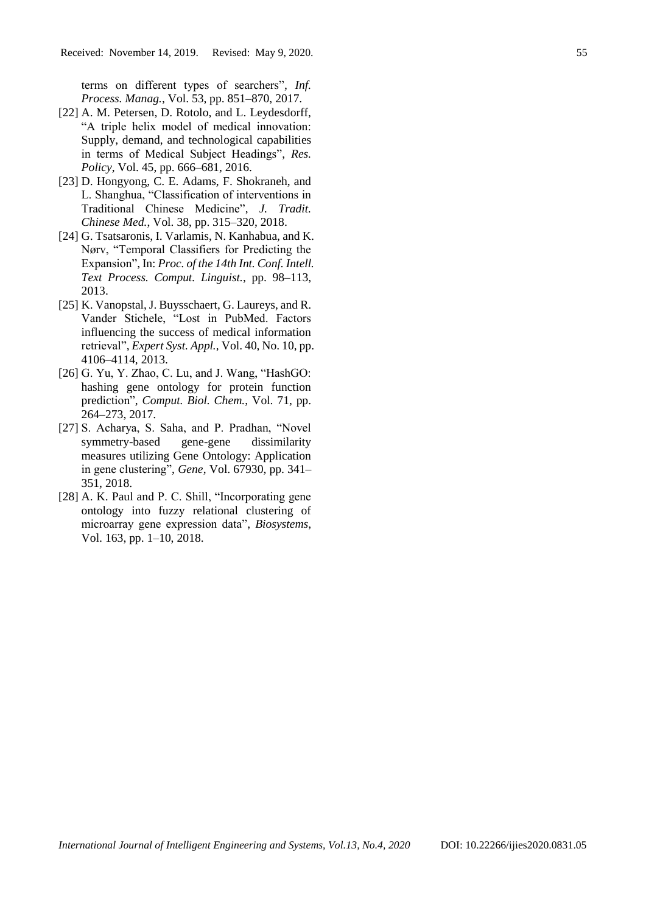terms on different types of searchers", *Inf. Process. Manag.*, Vol. 53, pp. 851–870, 2017.

[22] A. M. Petersen, D. Rotolo, and L. Leydesdorff, "A triple helix model of medical innovation: Supply, demand, and technological capabilities in terms of Medical Subject Headings", *Res. Policy*, Vol. 45, pp. 666–681, 2016.

[23] D. Hongyong, C. E. Adams, F. Shokraneh, and L. Shanghua, "Classification of interventions in Traditional Chinese Medicine", *J. Tradit. Chinese Med.*, Vol. 38, pp. 315–320, 2018.

[24] G. Tsatsaronis, I. Varlamis, N. Kanhabua, and K. Nørv, "Temporal Classifiers for Predicting the Expansion", In: *Proc. of the 14th Int. Conf. Intell. Text Process. Comput. Linguist.*, pp. 98–113, 2013.

[25] K. Vanopstal, J. Buysschaert, G. Laureys, and R. Vander Stichele, "Lost in PubMed. Factors influencing the success of medical information retrieval", *Expert Syst. Appl.*, Vol. 40, No. 10, pp. 4106–4114, 2013.

[26] G. Yu, Y. Zhao, C. Lu, and J. Wang, "HashGO: hashing gene ontology for protein function prediction", *Comput. Biol. Chem.*, Vol. 71, pp. 264–273, 2017.

[27] S. Acharya, S. Saha, and P. Pradhan, "Novel symmetry-based gene-gene dissimilarity measures utilizing Gene Ontology: Application in gene clustering", *Gene*, Vol. 67930, pp. 341–351, 2018.

[28] A. K. Paul and P. C. Shill, "Incorporating gene ontology into fuzzy relational clustering of microarray gene expression data", *Biosystems*, Vol. 163, pp. 1–10, 2018.